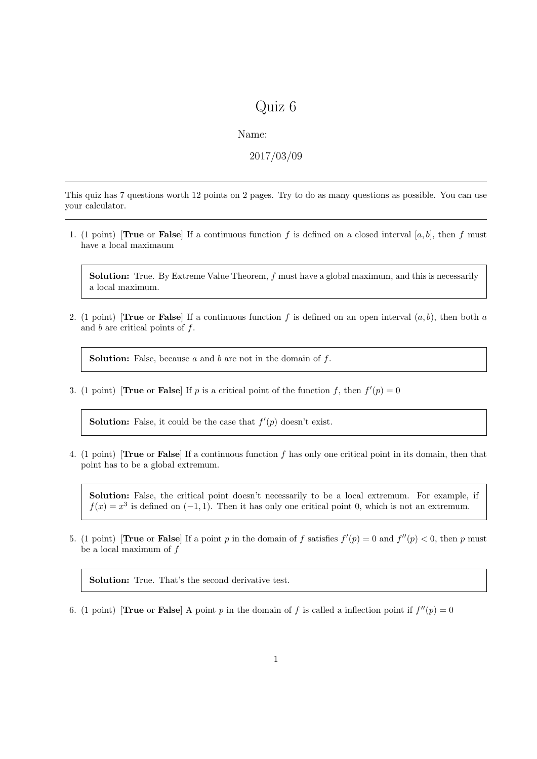# Quiz 6

Name:

2017/03/09

---

This quiz has 7 questions worth 12 points on 2 pages. Try to do as many questions as possible. You can use your calculator.

---

1. (1 point) [**True** or **False**] If a continuous function $f$ is defined on a closed interval $[a, b]$, then $f$ must have a local maximaum

   > **Solution:** True. By Extreme Value Theorem, $f$ must have a global maximum, and this is necessarily a local maximum.

2. (1 point) [**True** or **False**] If a continuous function $f$ is defined on an open interval $(a, b)$, then both $a$ and $b$ are critical points of $f$.

   > **Solution:** False, because $a$ and $b$ are not in the domain of $f$.

3. (1 point) [**True** or **False**] If $p$ is a critical point of the function $f$, then $f'(p) = 0$

   > **Solution:** False, it could be the case that $f'(p)$ doesn't exist.

4. (1 point) [**True** or **False**] If a continuous function $f$ has only one critical point in its domain, then that point has to be a global extremum.

   > **Solution:** False, the critical point doesn't necessarily to be a local extremum. For example, if $f(x) = x^3$ is defined on $(-1, 1)$. Then it has only one critical point 0, which is not an extremum.

5. (1 point) [**True** or **False**] If a point $p$ in the domain of $f$ satisfies $f'(p) = 0$ and $f''(p) < 0$, then $p$ must be a local maximum of $f$

   > **Solution:** True. That's the second derivative test.

6. (1 point) [**True** or **False**] A point $p$ in the domain of $f$ is called a inflection point if $f''(p) = 0$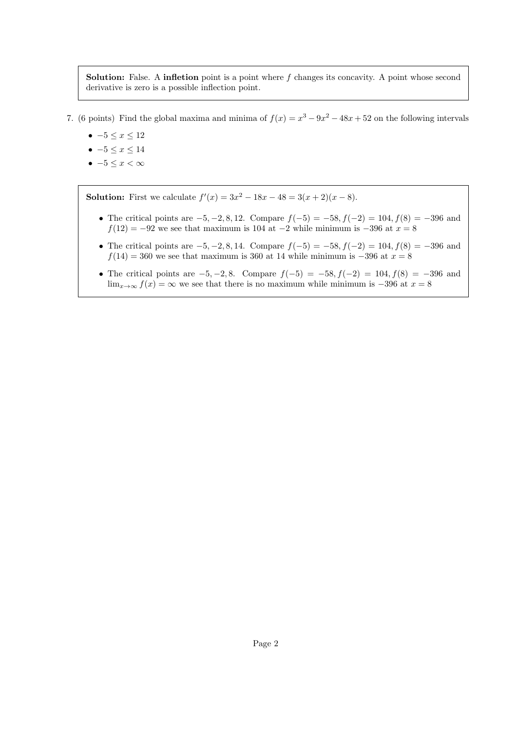**Solution:** False. A **infletion** point is a point where $f$ changes its concavity. A point whose second derivative is zero is a possible inflection point.

7. (6 points) Find the global maxima and minima of $f(x) = x^3 - 9x^2 - 48x + 52$ on the following intervals

   - $-5 \leq x \leq 12$
   - $-5 \leq x \leq 14$
   - $-5 \leq x < \infty$

**Solution:** First we calculate $f'(x) = 3x^2 - 18x - 48 = 3(x+2)(x-8)$.

- The critical points are $-5, -2, 8, 12$. Compare $f(-5) = -58, f(-2) = 104, f(8) = -396$ and $f(12) = -92$ we see that maximum is 104 at $-2$ while minimum is $-396$ at $x = 8$
- The critical points are $-5, -2, 8, 14$. Compare $f(-5) = -58, f(-2) = 104, f(8) = -396$ and $f(14) = 360$ we see that maximum is 360 at 14 while minimum is $-396$ at $x = 8$
- The critical points are $-5, -2, 8$. Compare $f(-5) = -58, f(-2) = 104, f(8) = -396$ and $\lim_{x\to\infty} f(x) = \infty$ we see that there is no maximum while minimum is $-396$ at $x = 8$